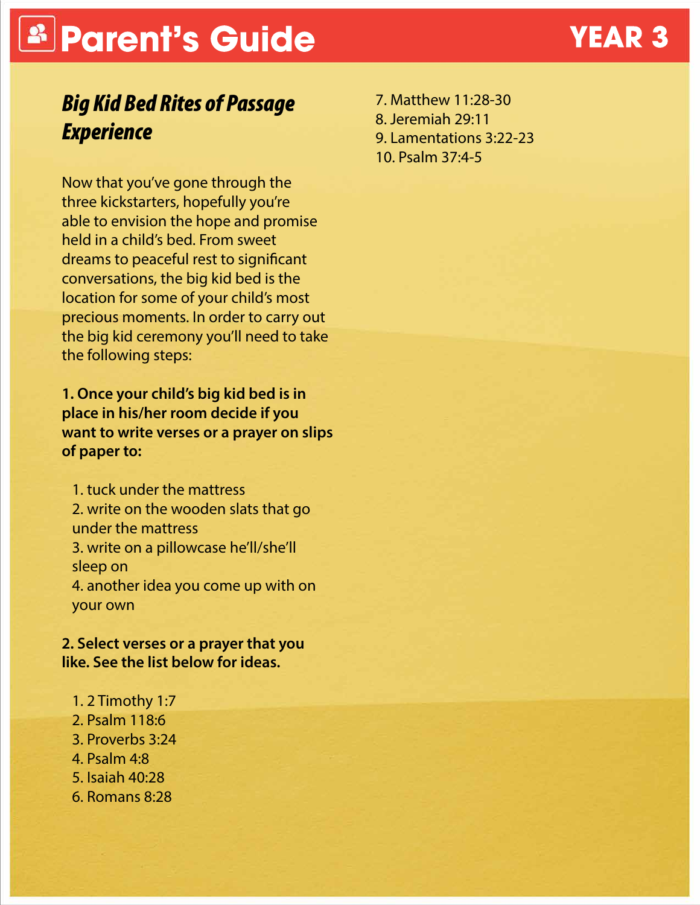# Parent's Guide

YEAR 3

## *Big Kid Bed Rites of Passage Experience*

Now that you've gone through the three kickstarters, hopefully you're able to envision the hope and promise held in a child's bed. From sweet dreams to peaceful rest to significant conversations, the big kid bed is the location for some of your child's most precious moments. In order to carry out the big kid ceremony you'll need to take the following steps:

**1. Once your child's big kid bed is in place in his/her room decide if you want to write verses or a prayer on slips of paper to:**

1. tuck under the mattress
2. write on the wooden slats that go under the mattress
3. write on a pillowcase he'll/she'll sleep on
4. another idea you come up with on your own

**2. Select verses or a prayer that you like. See the list below for ideas.**

1. 2 Timothy 1:7
2. Psalm 118:6
3. Proverbs 3:24
4. Psalm 4:8
5. Isaiah 40:28
6. Romans 8:28
7. Matthew 11:28-30
8. Jeremiah 29:11
9. Lamentations 3:22-23
10. Psalm 37:4-5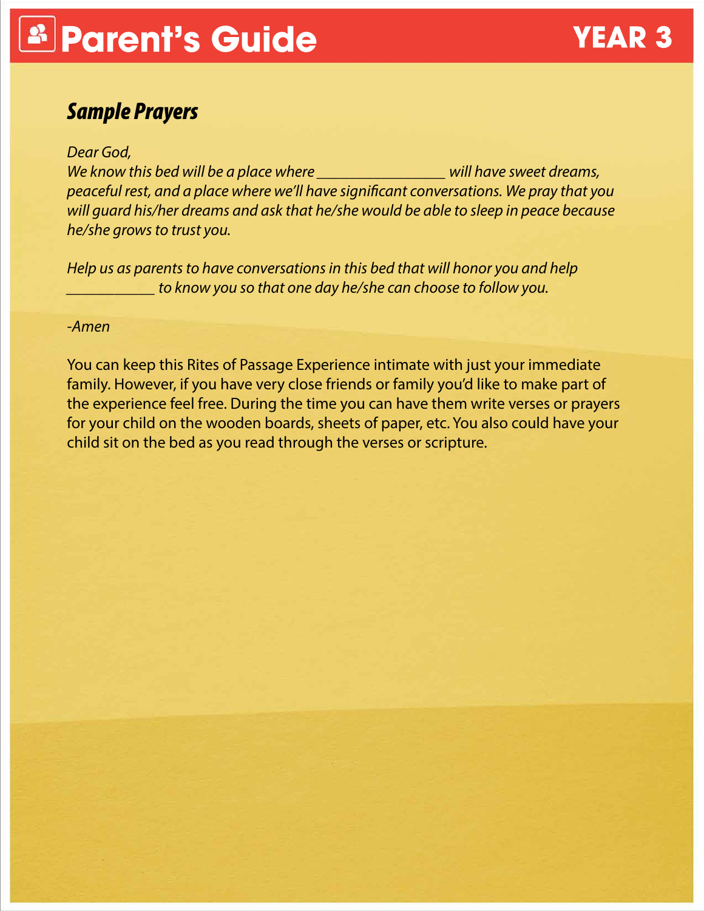## *Sample Prayers*

*Dear God,*
*We know this bed will be a place where ________________ will have sweet dreams, peaceful rest, and a place where we'll have significant conversations. We pray that you will guard his/her dreams and ask that he/she would be able to sleep in peace because he/she grows to trust you.*

*Help us as parents to have conversations in this bed that will honor you and help ___________ to know you so that one day he/she can choose to follow you.*

*-Amen*

You can keep this Rites of Passage Experience intimate with just your immediate family. However, if you have very close friends or family you'd like to make part of the experience feel free. During the time you can have them write verses or prayers for your child on the wooden boards, sheets of paper, etc. You also could have your child sit on the bed as you read through the verses or scripture.